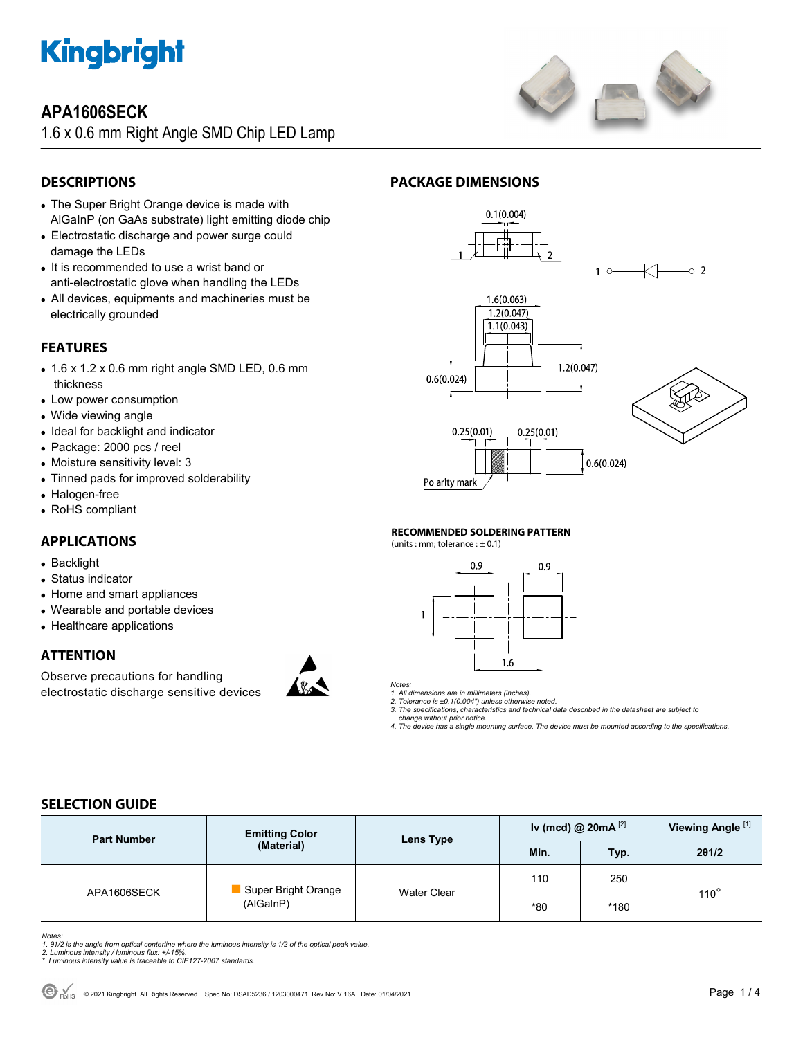# APA1606SECK

1.6 x 0.6 mm Right Angle SMD Chip LED Lamp

## DESCRIPTIONS

- The Super Bright Orange device is made with AlGaInP (on GaAs substrate) light emitting diode chip
- Electrostatic discharge and power surge could damage the LEDs
- It is recommended to use a wrist band or anti-electrostatic glove when handling the LEDs
- All devices, equipments and machineries must be electrically grounded

## FEATURES

- 1.6 x 1.2 x 0.6 mm right angle SMD LED, 0.6 mm thickness
- Low power consumption
- Wide viewing angle
- Ideal for backlight and indicator
- Package: 2000 pcs / reel
- Moisture sensitivity level: 3
- Tinned pads for improved solderability
- Halogen-free
- RoHS compliant

## APPLICATIONS

- Backlight
- Status indicator
- Home and smart appliances
- Wearable and portable devices
- Healthcare applications

## ATTENTION

Observe precautions for handling electrostatic discharge sensitive devices

## PACKAGE DIMENSIONS

0.1(0.004)

1.6(0.063), 1.2(0.047), 1.1(0.043), 0.6(0.024), 1.2(0.047)

0.25(0.01), 0.25(0.01), 0.6(0.024)

Polarity mark

### RECOMMENDED SOLDERING PATTERN

(units : mm; tolerance : ± 0.1)

0.9, 0.9, 1, 1.6

*Notes:*
*1. All dimensions are in millimeters (inches).*
*2. Tolerance is ±0.1(0.004") unless otherwise noted.*
*3. The specifications, characteristics and technical data described in the datasheet are subject to change without prior notice.*
*4. The device has a single mounting surface. The device must be mounted according to the specifications.*

## SELECTION GUIDE

| Part Number | Emitting Color (Material) | Lens Type | Iv (mcd) @ 20mA [2] | | Viewing Angle [1] |
|---|---|---|---|---|---|
| | | | Min. | Typ. | 2θ1/2 |
| APA1606SECK | Super Bright Orange (AlGaInP) | Water Clear | 110 | 250 | 110° |
| | | | *80 | *180 | |

*Notes:*
*1. θ1/2 is the angle from optical centerline where the luminous intensity is 1/2 of the optical peak value.*
*2. Luminous intensity / luminous flux: +/-15%.*
*\* Luminous intensity value is traceable to CIE127-2007 standards.*

© 2021 Kingbright. All Rights Reserved. Spec No: DSAD5236 / 1203000471 Rev No: V.16A Date: 01/04/2021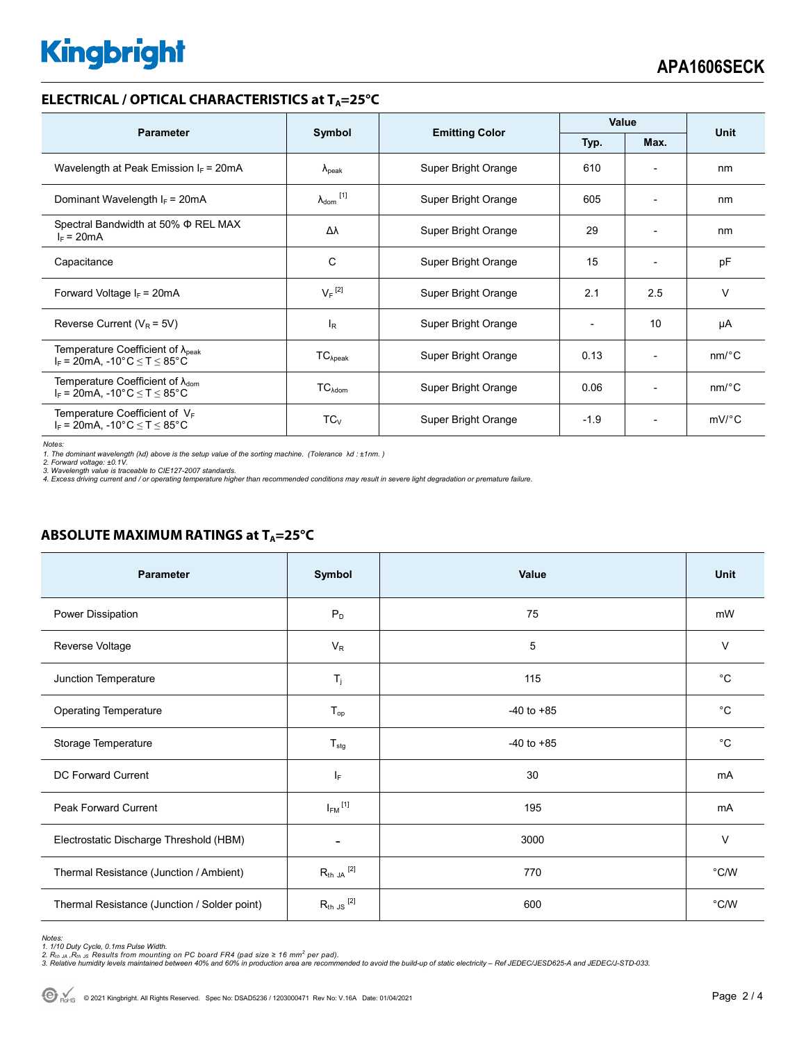## ELECTRICAL / OPTICAL CHARACTERISTICS at $T_A$=25°C

| Parameter | Symbol | Emitting Color | Value | | Unit |
|---|---|---|---|---|---|
| | | | Typ. | Max. | |
| Wavelength at Peak Emission $I_F$ = 20mA | $\lambda_{peak}$ | Super Bright Orange | 610 | - | nm |
| Dominant Wavelength $I_F$ = 20mA | $\lambda_{dom}$ [1] | Super Bright Orange | 605 | - | nm |
| Spectral Bandwidth at 50% Φ REL MAX $I_F$ = 20mA | Δλ | Super Bright Orange | 29 | - | nm |
| Capacitance | C | Super Bright Orange | 15 | - | pF |
| Forward Voltage $I_F$ = 20mA | $V_F$ [2] | Super Bright Orange | 2.1 | 2.5 | V |
| Reverse Current ($V_R$ = 5V) | $I_R$ | Super Bright Orange | - | 10 | μA |
| Temperature Coefficient of $\lambda_{peak}$ $I_F$ = 20mA, -10°C ≤ T ≤ 85°C | $TC_{\lambda peak}$ | Super Bright Orange | 0.13 | - | nm/°C |
| Temperature Coefficient of $\lambda_{dom}$ $I_F$ = 20mA, -10°C ≤ T ≤ 85°C | $TC_{\lambda dom}$ | Super Bright Orange | 0.06 | - | nm/°C |
| Temperature Coefficient of $V_F$ $I_F$ = 20mA, -10°C ≤ T ≤ 85°C | $TC_V$ | Super Bright Orange | -1.9 | - | mV/°C |

*Notes:*
*1. The dominant wavelength (λd) above is the setup value of the sorting machine. (Tolerance λd : ±1nm. )*
*2. Forward voltage: ±0.1V.*
*3. Wavelength value is traceable to CIE127-2007 standards.*
*4. Excess driving current and / or operating temperature higher than recommended conditions may result in severe light degradation or premature failure.*

## ABSOLUTE MAXIMUM RATINGS at $T_A$=25°C

| Parameter | Symbol | Value | Unit |
|---|---|---|---|
| Power Dissipation | $P_D$ | 75 | mW |
| Reverse Voltage | $V_R$ | 5 | V |
| Junction Temperature | $T_j$ | 115 | °C |
| Operating Temperature | $T_{op}$ | -40 to +85 | °C |
| Storage Temperature | $T_{stg}$ | -40 to +85 | °C |
| DC Forward Current | $I_F$ | 30 | mA |
| Peak Forward Current | $I_{FM}$ [1] | 195 | mA |
| Electrostatic Discharge Threshold (HBM) | - | 3000 | V |
| Thermal Resistance (Junction / Ambient) | $R_{th\ JA}$ [2] | 770 | °C/W |
| Thermal Resistance (Junction / Solder point) | $R_{th\ JS}$ [2] | 600 | °C/W |

*Notes:*
*1. 1/10 Duty Cycle, 0.1ms Pulse Width.*
*2. $R_{th\ JA}$ ,$R_{th\ JS}$ Results from mounting on PC board FR4 (pad size ≥ 16 $mm^2$ per pad).*
*3. Relative humidity levels maintained between 40% and 60% in production area are recommended to avoid the build-up of static electricity – Ref JEDEC/JESD625-A and JEDEC/J-STD-033.*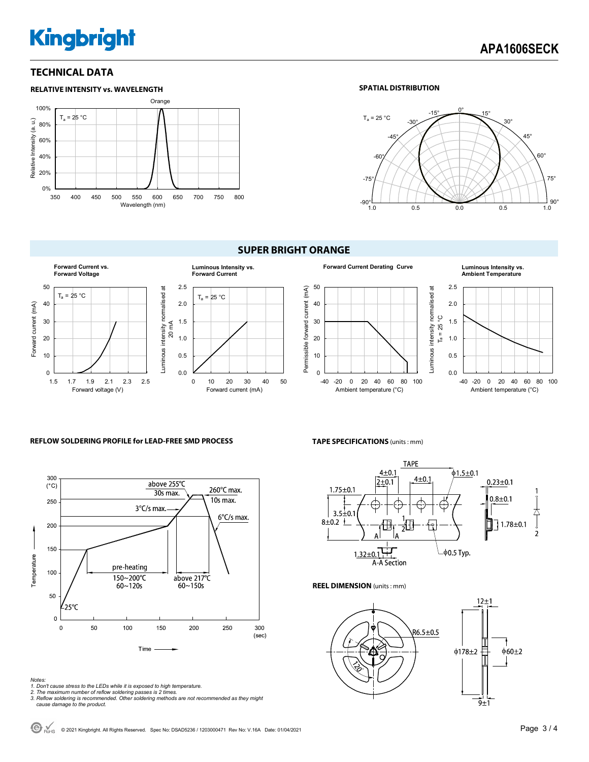# TECHNICAL DATA

### RELATIVE INTENSITY vs. WAVELENGTH

### SPATIAL DISTRIBUTION

## SUPER BRIGHT ORANGE

**Forward Current vs. Forward Voltage**

**Luminous Intensity vs. Forward Current**

**Forward Current Derating Curve**

**Luminous Intensity vs. Ambient Temperature**

### REFLOW SOLDERING PROFILE for LEAD-FREE SMD PROCESS

### TAPE SPECIFICATIONS (units : mm)

### REEL DIMENSION (units : mm)

*Notes:*
*1. Don't cause stress to the LEDs while it is exposed to high temperature.*
*2. The maximum number of reflow soldering passes is 2 times.*
*3. Reflow soldering is recommended. Other soldering methods are not recommended as they might cause damage to the product.*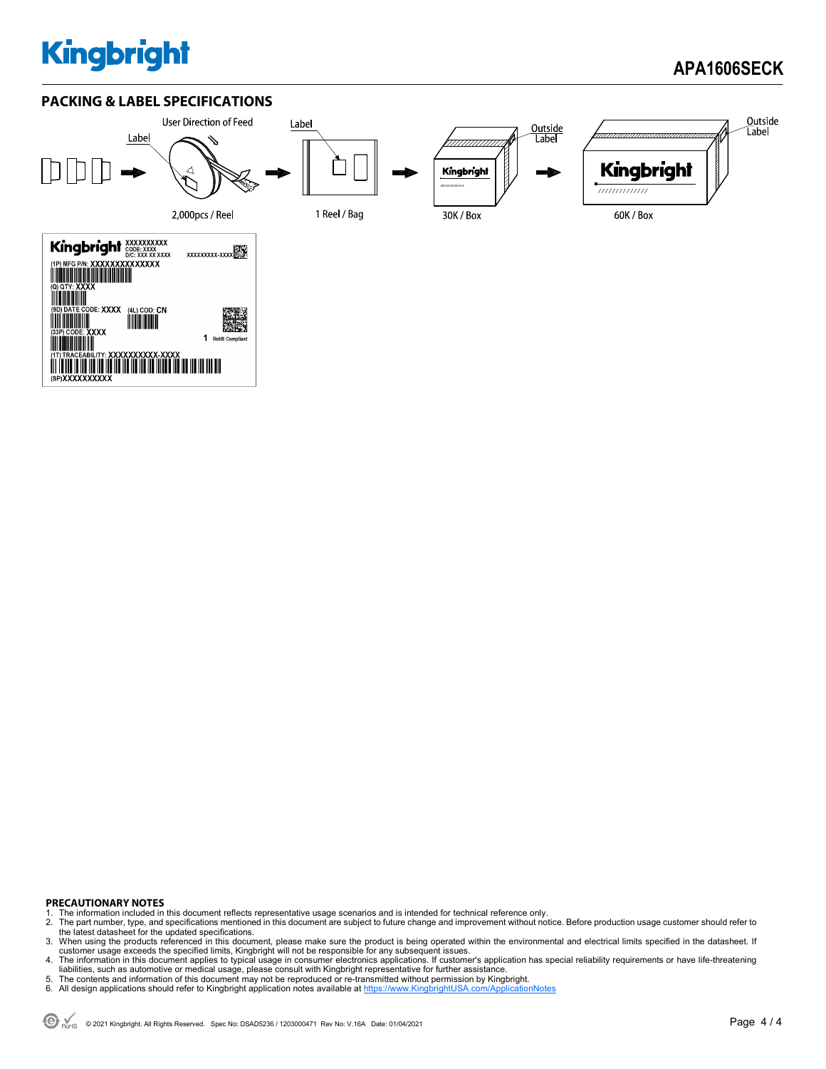## PACKING & LABEL SPECIFICATIONS

User Direction of Feed

Label

Label

Outside Label

Outside Label

2,000pcs / Reel

1 Reel / Bag

30K / Box

60K / Box

Kingbright XXXXXXXXXX CODE: XXXX D/C: XXX XX XXXX XXXXXXXXX-XXXX

(1P) MFG P/N: XXXXXXXXXXXXXX

(Q) QTY: XXXX

(9D) DATE CODE: XXXX (4L) COO: CN

(33P) CODE: XXXX

1 RoHS Compliant

(1T) TRACEABILITY: XXXXXXXXXX-XXXX

(SP)XXXXXXXXXX

### PRECAUTIONARY NOTES

1. The information included in this document reflects representative usage scenarios and is intended for technical reference only.
2. The part number, type, and specifications mentioned in this document are subject to future change and improvement without notice. Before production usage customer should refer to the latest datasheet for the updated specifications.
3. When using the products referenced in this document, please make sure the product is being operated within the environmental and electrical limits specified in the datasheet. If customer usage exceeds the specified limits, Kingbright will not be responsible for any subsequent issues.
4. The information in this document applies to typical usage in consumer electronics applications. If customer's application has special reliability requirements or have life-threatening liabilities, such as automotive or medical usage, please consult with Kingbright representative for further assistance.
5. The contents and information of this document may not be reproduced or re-transmitted without permission by Kingbright.
6. All design applications should refer to Kingbright application notes available at https://www.KingbrightUSA.com/ApplicationNotes

© 2021 Kingbright. All Rights Reserved. Spec No: DSAD5236 / 1203000471 Rev No: V.16A Date: 01/04/2021